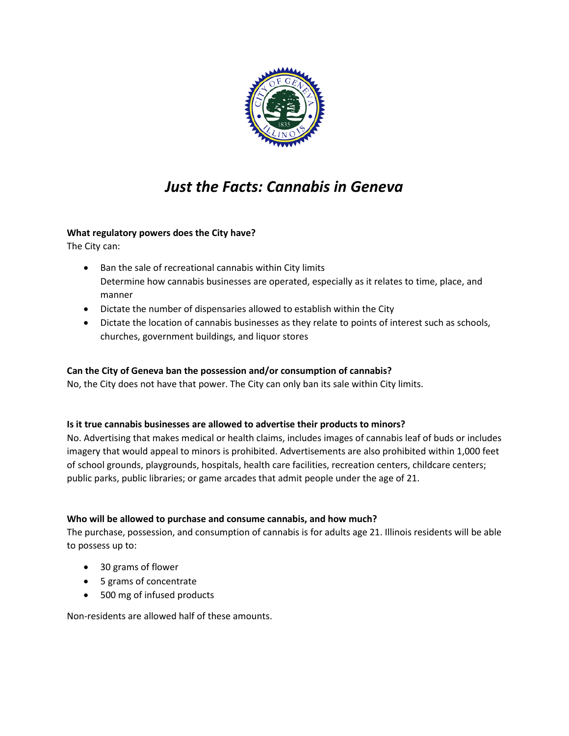# *Just the Facts: Cannabis in Geneva*

**What regulatory powers does the City have?**

The City can:

- Ban the sale of recreational cannabis within City limits
  Determine how cannabis businesses are operated, especially as it relates to time, place, and manner
- Dictate the number of dispensaries allowed to establish within the City
- Dictate the location of cannabis businesses as they relate to points of interest such as schools, churches, government buildings, and liquor stores

**Can the City of Geneva ban the possession and/or consumption of cannabis?**

No, the City does not have that power. The City can only ban its sale within City limits.

**Is it true cannabis businesses are allowed to advertise their products to minors?**

No. Advertising that makes medical or health claims, includes images of cannabis leaf of buds or includes imagery that would appeal to minors is prohibited. Advertisements are also prohibited within 1,000 feet of school grounds, playgrounds, hospitals, health care facilities, recreation centers, childcare centers; public parks, public libraries; or game arcades that admit people under the age of 21.

**Who will be allowed to purchase and consume cannabis, and how much?**

The purchase, possession, and consumption of cannabis is for adults age 21. Illinois residents will be able to possess up to:

- 30 grams of flower
- 5 grams of concentrate
- 500 mg of infused products

Non-residents are allowed half of these amounts.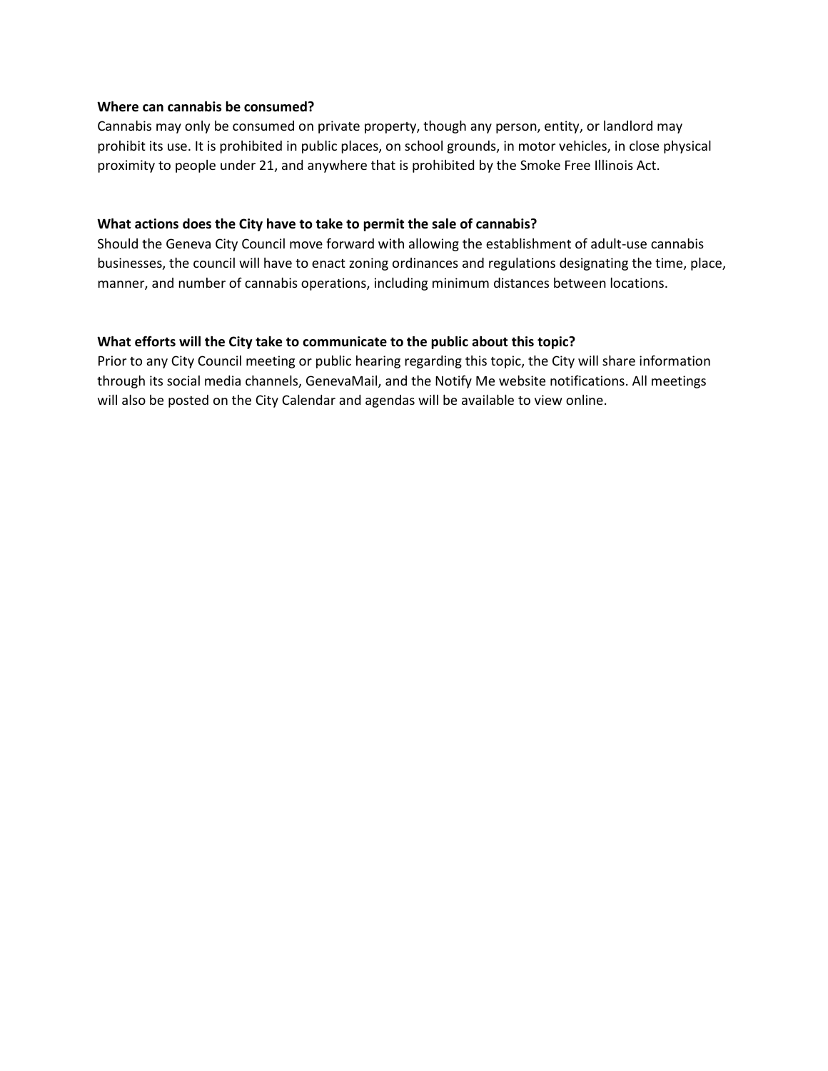**Where can cannabis be consumed?**

Cannabis may only be consumed on private property, though any person, entity, or landlord may prohibit its use. It is prohibited in public places, on school grounds, in motor vehicles, in close physical proximity to people under 21, and anywhere that is prohibited by the Smoke Free Illinois Act.

**What actions does the City have to take to permit the sale of cannabis?**

Should the Geneva City Council move forward with allowing the establishment of adult-use cannabis businesses, the council will have to enact zoning ordinances and regulations designating the time, place, manner, and number of cannabis operations, including minimum distances between locations.

**What efforts will the City take to communicate to the public about this topic?**

Prior to any City Council meeting or public hearing regarding this topic, the City will share information through its social media channels, GenevaMail, and the Notify Me website notifications. All meetings will also be posted on the City Calendar and agendas will be available to view online.